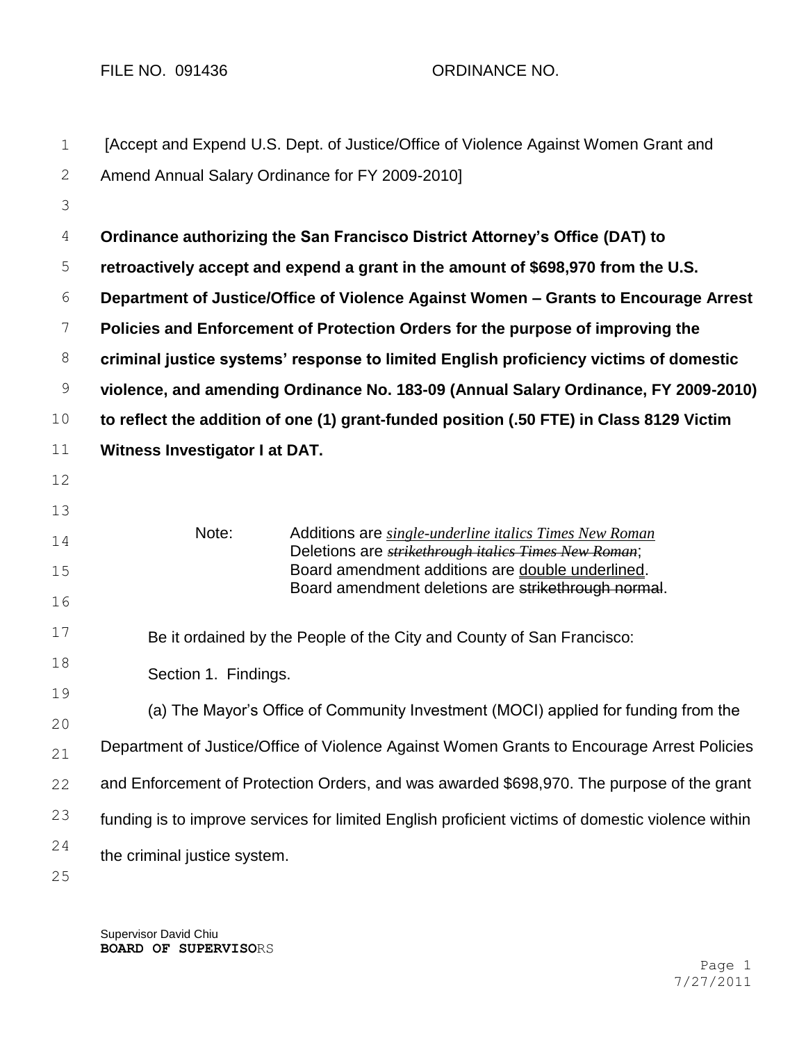FILE NO. 091436 ORDINANCE NO.

[Accept and Expend U.S. Dept. of Justice/Office of Violence Against Women Grant and Amend Annual Salary Ordinance for FY 2009-2010]

**Ordinance authorizing the San Francisco District Attorney's Office (DAT) to retroactively accept and expend a grant in the amount of $698,970 from the U.S. Department of Justice/Office of Violence Against Women – Grants to Encourage Arrest Policies and Enforcement of Protection Orders for the purpose of improving the criminal justice systems' response to limited English proficiency victims of domestic violence, and amending Ordinance No. 183-09 (Annual Salary Ordinance, FY 2009-2010) to reflect the addition of one (1) grant-funded position (.50 FTE) in Class 8129 Victim Witness Investigator I at DAT.**

Note: Additions are *single-underline italics Times New Roman*
Deletions are ~~*strikethrough italics Times New Roman*~~;
Board amendment additions are double underlined.
Board amendment deletions are ~~strikethrough normal~~.

Be it ordained by the People of the City and County of San Francisco:

Section 1. Findings.

(a) The Mayor's Office of Community Investment (MOCI) applied for funding from the Department of Justice/Office of Violence Against Women Grants to Encourage Arrest Policies and Enforcement of Protection Orders, and was awarded $698,970. The purpose of the grant funding is to improve services for limited English proficient victims of domestic violence within the criminal justice system.

Supervisor David Chiu
**BOARD OF SUPERVISORS**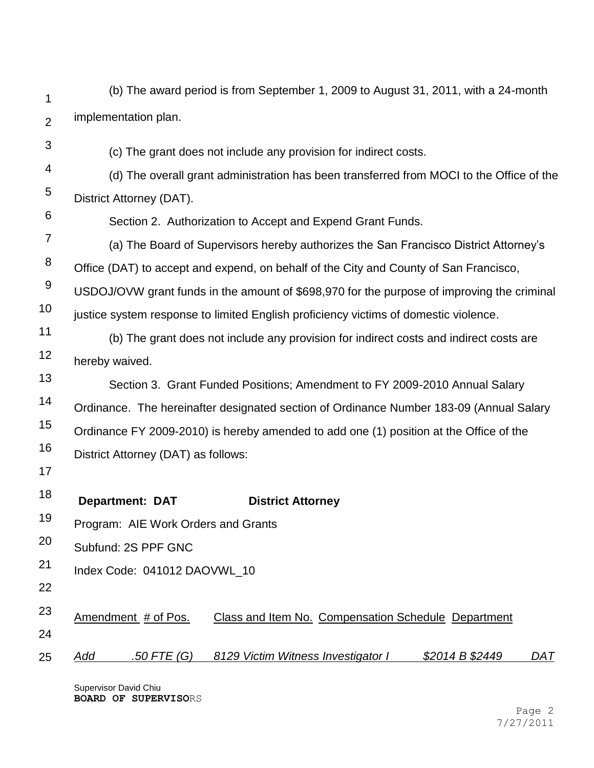(b) The award period is from September 1, 2009 to August 31, 2011, with a 24-month implementation plan.

(c) The grant does not include any provision for indirect costs.

(d) The overall grant administration has been transferred from MOCI to the Office of the District Attorney (DAT).

Section 2. Authorization to Accept and Expend Grant Funds.

(a) The Board of Supervisors hereby authorizes the San Francisco District Attorney's Office (DAT) to accept and expend, on behalf of the City and County of San Francisco, USDOJ/OVW grant funds in the amount of $698,970 for the purpose of improving the criminal justice system response to limited English proficiency victims of domestic violence.

(b) The grant does not include any provision for indirect costs and indirect costs are hereby waived.

Section 3. Grant Funded Positions; Amendment to FY 2009-2010 Annual Salary Ordinance. The hereinafter designated section of Ordinance Number 183-09 (Annual Salary Ordinance FY 2009-2010) is hereby amended to add one (1) position at the Office of the District Attorney (DAT) as follows:

**Department: DAT** **District Attorney**

Program: AIE Work Orders and Grants

Subfund: 2S PPF GNC

Index Code: 041012 DAOVWL_10

| Amendment | # of Pos. | Class and Item No. | Compensation Schedule | Department |
|---|---|---|---|---|
| *Add* | *.50 FTE (G)* | *8129 Victim Witness Investigator I* | *$2014 B $2449* | *DAT* |

Supervisor David Chiu
**BOARD OF SUPERVISORS**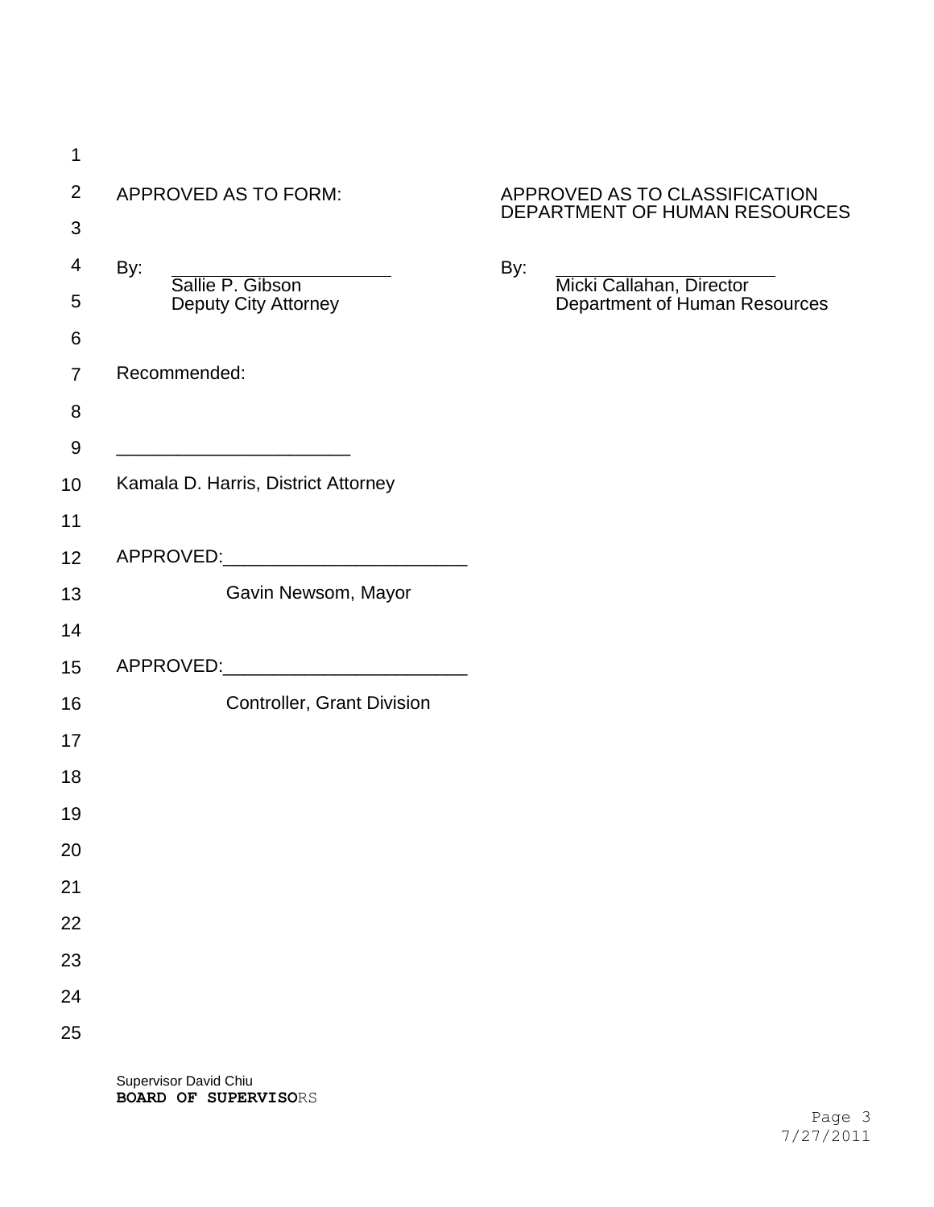APPROVED AS TO FORM:

By: ______________________
Sallie P. Gibson
Deputy City Attorney

APPROVED AS TO CLASSIFICATION
DEPARTMENT OF HUMAN RESOURCES

By: ______________________
Micki Callahan, Director
Department of Human Resources

Recommended:

______________________
Kamala D. Harris, District Attorney

APPROVED:______________________
Gavin Newsom, Mayor

APPROVED:______________________
Controller, Grant Division

Supervisor David Chiu
**BOARD OF SUPERVISORS**